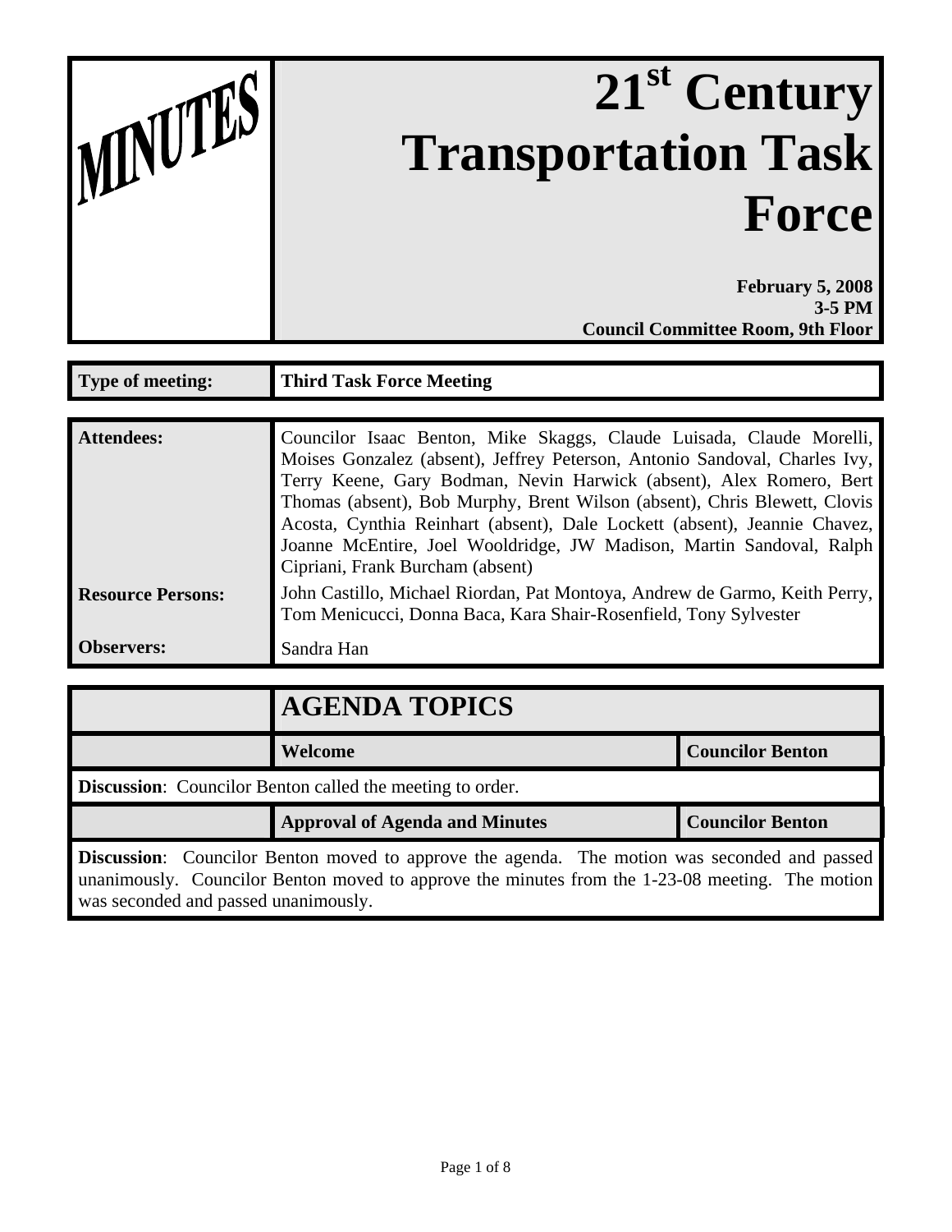MINUTES

# 21st Century Transportation Task Force

**February 5, 2008**
**3-5 PM**
**Council Committee Room, 9th Floor**

| | |
|---|---|
| **Type of meeting:** | **Third Task Force Meeting** |

| | |
|---|---|
| **Attendees:** | Councilor Isaac Benton, Mike Skaggs, Claude Luisada, Claude Morelli, Moises Gonzalez (absent), Jeffrey Peterson, Antonio Sandoval, Charles Ivy, Terry Keene, Gary Bodman, Nevin Harwick (absent), Alex Romero, Bert Thomas (absent), Bob Murphy, Brent Wilson (absent), Chris Blewett, Clovis Acosta, Cynthia Reinhart (absent), Dale Lockett (absent), Jeannie Chavez, Joanne McEntire, Joel Wooldridge, JW Madison, Martin Sandoval, Ralph Cipriani, Frank Burcham (absent) |
| **Resource Persons:** | John Castillo, Michael Riordan, Pat Montoya, Andrew de Garmo, Keith Perry, Tom Menicucci, Donna Baca, Kara Shair-Rosenfield, Tony Sylvester |
| **Observers:** | Sandra Han |

## AGENDA TOPICS

| | | |
|---|---|---|
| | **Welcome** | **Councilor Benton** |

**Discussion**: Councilor Benton called the meeting to order.

| | | |
|---|---|---|
| | **Approval of Agenda and Minutes** | **Councilor Benton** |

**Discussion**: Councilor Benton moved to approve the agenda. The motion was seconded and passed unanimously. Councilor Benton moved to approve the minutes from the 1-23-08 meeting. The motion was seconded and passed unanimously.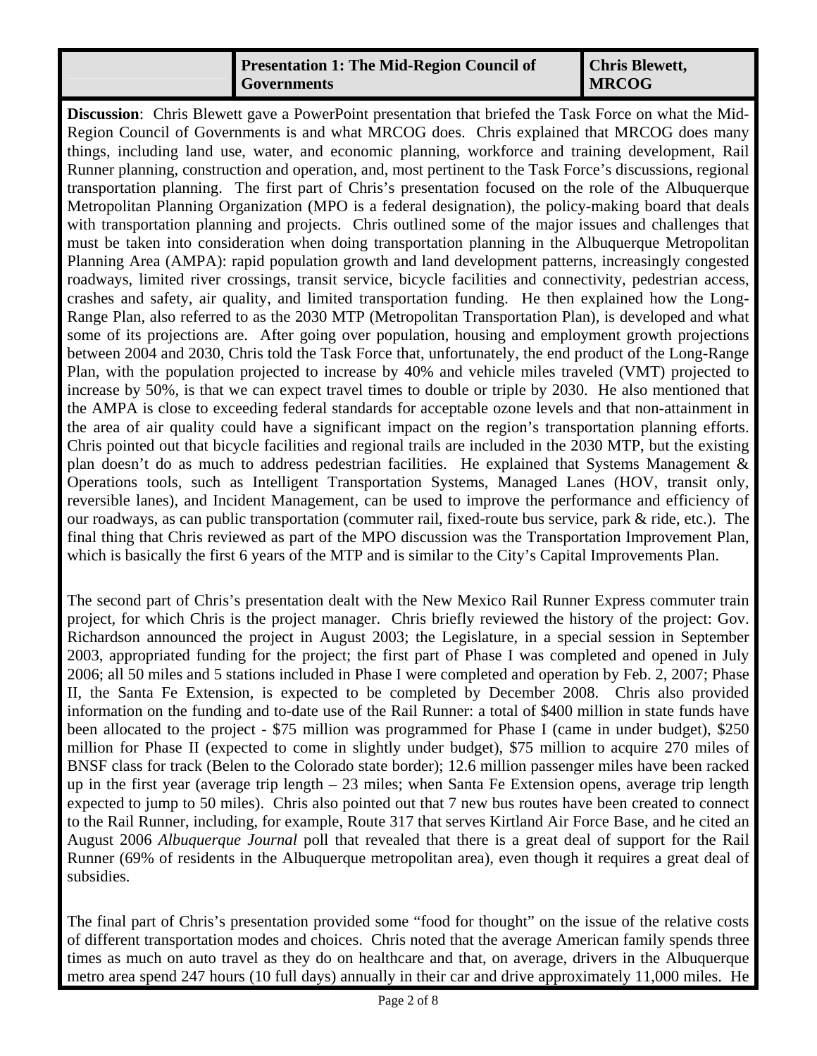| | Presentation 1: The Mid-Region Council of Governments | Chris Blewett, MRCOG |
|---|---|---|

**Discussion**: Chris Blewett gave a PowerPoint presentation that briefed the Task Force on what the Mid-Region Council of Governments is and what MRCOG does. Chris explained that MRCOG does many things, including land use, water, and economic planning, workforce and training development, Rail Runner planning, construction and operation, and, most pertinent to the Task Force's discussions, regional transportation planning. The first part of Chris's presentation focused on the role of the Albuquerque Metropolitan Planning Organization (MPO is a federal designation), the policy-making board that deals with transportation planning and projects. Chris outlined some of the major issues and challenges that must be taken into consideration when doing transportation planning in the Albuquerque Metropolitan Planning Area (AMPA): rapid population growth and land development patterns, increasingly congested roadways, limited river crossings, transit service, bicycle facilities and connectivity, pedestrian access, crashes and safety, air quality, and limited transportation funding. He then explained how the Long-Range Plan, also referred to as the 2030 MTP (Metropolitan Transportation Plan), is developed and what some of its projections are. After going over population, housing and employment growth projections between 2004 and 2030, Chris told the Task Force that, unfortunately, the end product of the Long-Range Plan, with the population projected to increase by 40% and vehicle miles traveled (VMT) projected to increase by 50%, is that we can expect travel times to double or triple by 2030. He also mentioned that the AMPA is close to exceeding federal standards for acceptable ozone levels and that non-attainment in the area of air quality could have a significant impact on the region's transportation planning efforts. Chris pointed out that bicycle facilities and regional trails are included in the 2030 MTP, but the existing plan doesn't do as much to address pedestrian facilities. He explained that Systems Management & Operations tools, such as Intelligent Transportation Systems, Managed Lanes (HOV, transit only, reversible lanes), and Incident Management, can be used to improve the performance and efficiency of our roadways, as can public transportation (commuter rail, fixed-route bus service, park & ride, etc.). The final thing that Chris reviewed as part of the MPO discussion was the Transportation Improvement Plan, which is basically the first 6 years of the MTP and is similar to the City's Capital Improvements Plan.

The second part of Chris's presentation dealt with the New Mexico Rail Runner Express commuter train project, for which Chris is the project manager. Chris briefly reviewed the history of the project: Gov. Richardson announced the project in August 2003; the Legislature, in a special session in September 2003, appropriated funding for the project; the first part of Phase I was completed and opened in July 2006; all 50 miles and 5 stations included in Phase I were completed and operation by Feb. 2, 2007; Phase II, the Santa Fe Extension, is expected to be completed by December 2008. Chris also provided information on the funding and to-date use of the Rail Runner: a total of $400 million in state funds have been allocated to the project - $75 million was programmed for Phase I (came in under budget), $250 million for Phase II (expected to come in slightly under budget), $75 million to acquire 270 miles of BNSF class for track (Belen to the Colorado state border); 12.6 million passenger miles have been racked up in the first year (average trip length – 23 miles; when Santa Fe Extension opens, average trip length expected to jump to 50 miles). Chris also pointed out that 7 new bus routes have been created to connect to the Rail Runner, including, for example, Route 317 that serves Kirtland Air Force Base, and he cited an August 2006 *Albuquerque Journal* poll that revealed that there is a great deal of support for the Rail Runner (69% of residents in the Albuquerque metropolitan area), even though it requires a great deal of subsidies.

The final part of Chris's presentation provided some "food for thought" on the issue of the relative costs of different transportation modes and choices. Chris noted that the average American family spends three times as much on auto travel as they do on healthcare and that, on average, drivers in the Albuquerque metro area spend 247 hours (10 full days) annually in their car and drive approximately 11,000 miles. He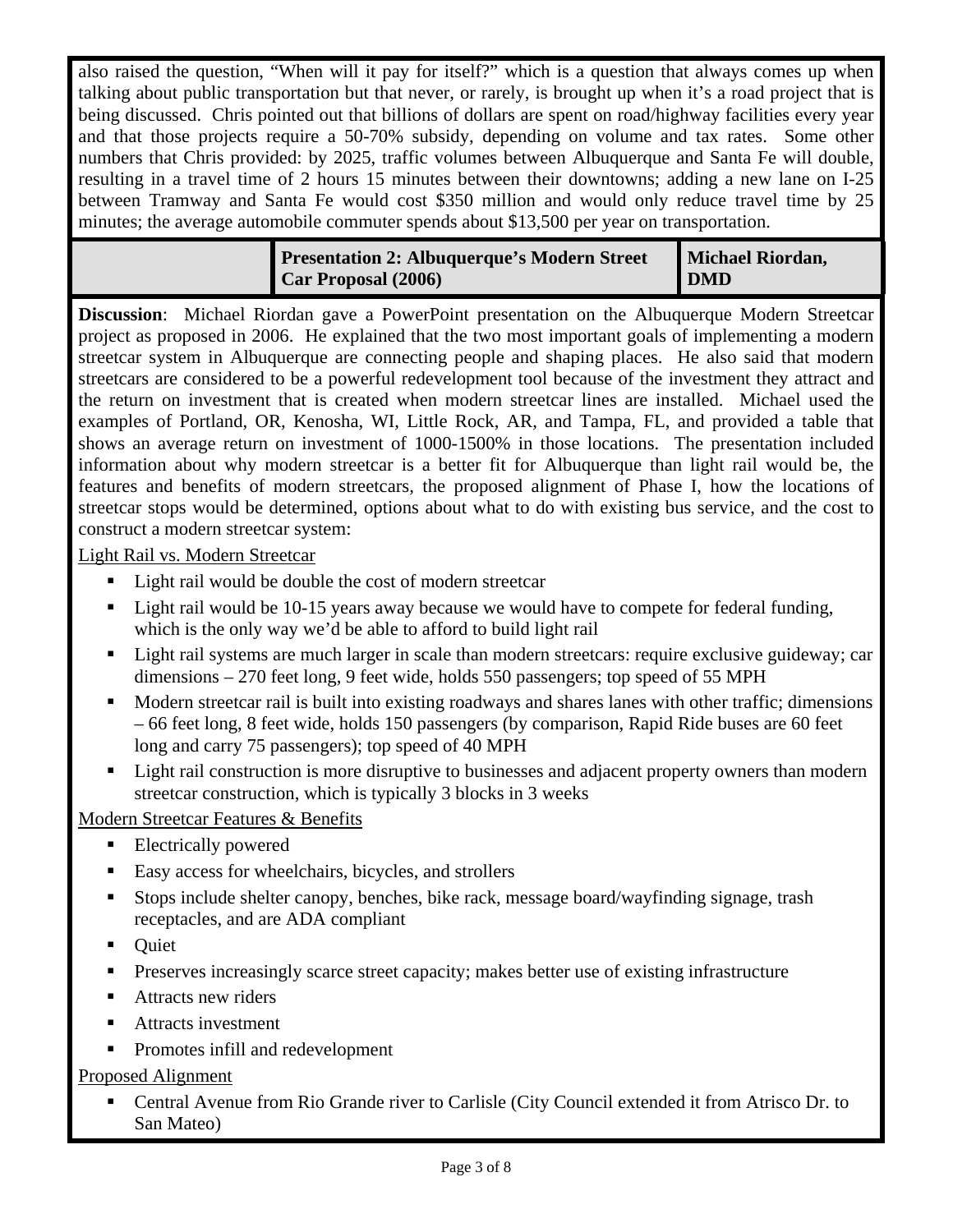also raised the question, "When will it pay for itself?" which is a question that always comes up when talking about public transportation but that never, or rarely, is brought up when it's a road project that is being discussed. Chris pointed out that billions of dollars are spent on road/highway facilities every year and that those projects require a 50-70% subsidy, depending on volume and tax rates. Some other numbers that Chris provided: by 2025, traffic volumes between Albuquerque and Santa Fe will double, resulting in a travel time of 2 hours 15 minutes between their downtowns; adding a new lane on I-25 between Tramway and Santa Fe would cost $350 million and would only reduce travel time by 25 minutes; the average automobile commuter spends about $13,500 per year on transportation.

| | **Presentation 2: Albuquerque's Modern Street Car Proposal (2006)** | **Michael Riordan, DMD** |
|---|---|---|

**Discussion**: Michael Riordan gave a PowerPoint presentation on the Albuquerque Modern Streetcar project as proposed in 2006. He explained that the two most important goals of implementing a modern streetcar system in Albuquerque are connecting people and shaping places. He also said that modern streetcars are considered to be a powerful redevelopment tool because of the investment they attract and the return on investment that is created when modern streetcar lines are installed. Michael used the examples of Portland, OR, Kenosha, WI, Little Rock, AR, and Tampa, FL, and provided a table that shows an average return on investment of 1000-1500% in those locations. The presentation included information about why modern streetcar is a better fit for Albuquerque than light rail would be, the features and benefits of modern streetcars, the proposed alignment of Phase I, how the locations of streetcar stops would be determined, options about what to do with existing bus service, and the cost to construct a modern streetcar system:

<u>Light Rail vs. Modern Streetcar</u>

- Light rail would be double the cost of modern streetcar
- Light rail would be 10-15 years away because we would have to compete for federal funding, which is the only way we'd be able to afford to build light rail
- Light rail systems are much larger in scale than modern streetcars: require exclusive guideway; car dimensions – 270 feet long, 9 feet wide, holds 550 passengers; top speed of 55 MPH
- Modern streetcar rail is built into existing roadways and shares lanes with other traffic; dimensions – 66 feet long, 8 feet wide, holds 150 passengers (by comparison, Rapid Ride buses are 60 feet long and carry 75 passengers); top speed of 40 MPH
- Light rail construction is more disruptive to businesses and adjacent property owners than modern streetcar construction, which is typically 3 blocks in 3 weeks

<u>Modern Streetcar Features & Benefits</u>

- Electrically powered
- Easy access for wheelchairs, bicycles, and strollers
- Stops include shelter canopy, benches, bike rack, message board/wayfinding signage, trash receptacles, and are ADA compliant
- Quiet
- Preserves increasingly scarce street capacity; makes better use of existing infrastructure
- Attracts new riders
- Attracts investment
- Promotes infill and redevelopment

<u>Proposed Alignment</u>

- Central Avenue from Rio Grande river to Carlisle (City Council extended it from Atrisco Dr. to San Mateo)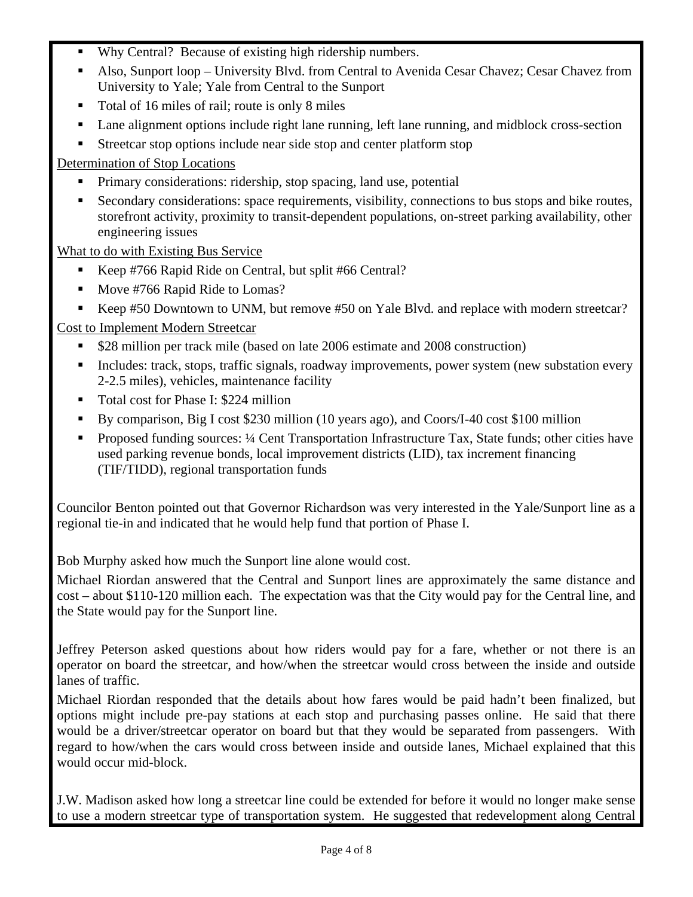- Why Central? Because of existing high ridership numbers.
- Also, Sunport loop – University Blvd. from Central to Avenida Cesar Chavez; Cesar Chavez from University to Yale; Yale from Central to the Sunport
- Total of 16 miles of rail; route is only 8 miles
- Lane alignment options include right lane running, left lane running, and midblock cross-section
- Streetcar stop options include near side stop and center platform stop

<u>Determination of Stop Locations</u>

- Primary considerations: ridership, stop spacing, land use, potential
- Secondary considerations: space requirements, visibility, connections to bus stops and bike routes, storefront activity, proximity to transit-dependent populations, on-street parking availability, other engineering issues

<u>What to do with Existing Bus Service</u>

- Keep #766 Rapid Ride on Central, but split #66 Central?
- Move #766 Rapid Ride to Lomas?
- Keep #50 Downtown to UNM, but remove #50 on Yale Blvd. and replace with modern streetcar?

<u>Cost to Implement Modern Streetcar</u>

- $28 million per track mile (based on late 2006 estimate and 2008 construction)
- Includes: track, stops, traffic signals, roadway improvements, power system (new substation every 2-2.5 miles), vehicles, maintenance facility
- Total cost for Phase I: $224 million
- By comparison, Big I cost $230 million (10 years ago), and Coors/I-40 cost $100 million
- Proposed funding sources: ¼ Cent Transportation Infrastructure Tax, State funds; other cities have used parking revenue bonds, local improvement districts (LID), tax increment financing (TIF/TIDD), regional transportation funds

Councilor Benton pointed out that Governor Richardson was very interested in the Yale/Sunport line as a regional tie-in and indicated that he would help fund that portion of Phase I.

Bob Murphy asked how much the Sunport line alone would cost.

Michael Riordan answered that the Central and Sunport lines are approximately the same distance and cost – about $110-120 million each. The expectation was that the City would pay for the Central line, and the State would pay for the Sunport line.

Jeffrey Peterson asked questions about how riders would pay for a fare, whether or not there is an operator on board the streetcar, and how/when the streetcar would cross between the inside and outside lanes of traffic.

Michael Riordan responded that the details about how fares would be paid hadn't been finalized, but options might include pre-pay stations at each stop and purchasing passes online. He said that there would be a driver/streetcar operator on board but that they would be separated from passengers. With regard to how/when the cars would cross between inside and outside lanes, Michael explained that this would occur mid-block.

J.W. Madison asked how long a streetcar line could be extended for before it would no longer make sense to use a modern streetcar type of transportation system. He suggested that redevelopment along Central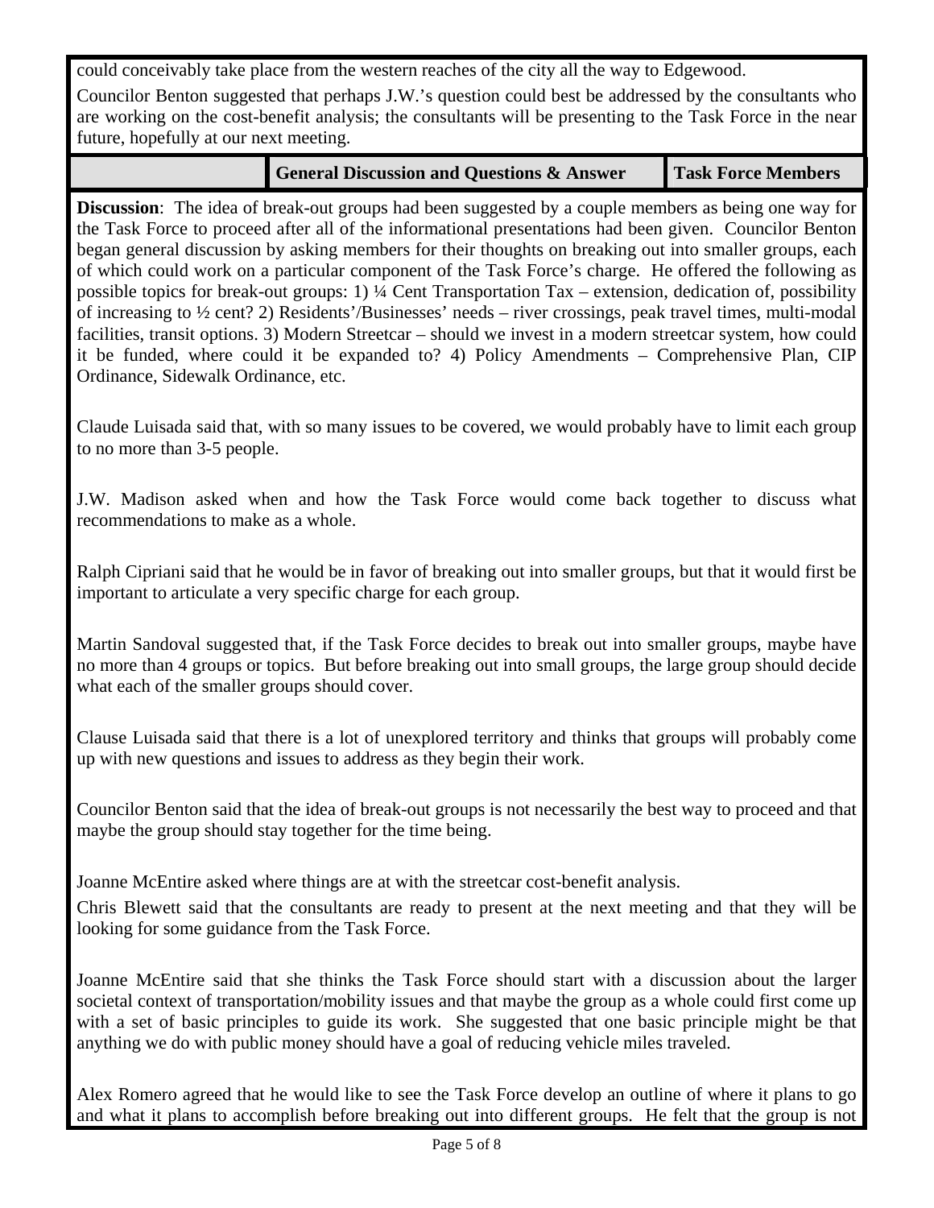could conceivably take place from the western reaches of the city all the way to Edgewood.

Councilor Benton suggested that perhaps J.W.'s question could best be addressed by the consultants who are working on the cost-benefit analysis; the consultants will be presenting to the Task Force in the near future, hopefully at our next meeting.

| | **General Discussion and Questions & Answer** | **Task Force Members** |
|---|---|---|

**Discussion**: The idea of break-out groups had been suggested by a couple members as being one way for the Task Force to proceed after all of the informational presentations had been given. Councilor Benton began general discussion by asking members for their thoughts on breaking out into smaller groups, each of which could work on a particular component of the Task Force's charge. He offered the following as possible topics for break-out groups: 1) ¼ Cent Transportation Tax – extension, dedication of, possibility of increasing to ½ cent? 2) Residents'/Businesses' needs – river crossings, peak travel times, multi-modal facilities, transit options. 3) Modern Streetcar – should we invest in a modern streetcar system, how could it be funded, where could it be expanded to? 4) Policy Amendments – Comprehensive Plan, CIP Ordinance, Sidewalk Ordinance, etc.

Claude Luisada said that, with so many issues to be covered, we would probably have to limit each group to no more than 3-5 people.

J.W. Madison asked when and how the Task Force would come back together to discuss what recommendations to make as a whole.

Ralph Cipriani said that he would be in favor of breaking out into smaller groups, but that it would first be important to articulate a very specific charge for each group.

Martin Sandoval suggested that, if the Task Force decides to break out into smaller groups, maybe have no more than 4 groups or topics. But before breaking out into small groups, the large group should decide what each of the smaller groups should cover.

Clause Luisada said that there is a lot of unexplored territory and thinks that groups will probably come up with new questions and issues to address as they begin their work.

Councilor Benton said that the idea of break-out groups is not necessarily the best way to proceed and that maybe the group should stay together for the time being.

Joanne McEntire asked where things are at with the streetcar cost-benefit analysis.

Chris Blewett said that the consultants are ready to present at the next meeting and that they will be looking for some guidance from the Task Force.

Joanne McEntire said that she thinks the Task Force should start with a discussion about the larger societal context of transportation/mobility issues and that maybe the group as a whole could first come up with a set of basic principles to guide its work. She suggested that one basic principle might be that anything we do with public money should have a goal of reducing vehicle miles traveled.

Alex Romero agreed that he would like to see the Task Force develop an outline of where it plans to go and what it plans to accomplish before breaking out into different groups. He felt that the group is not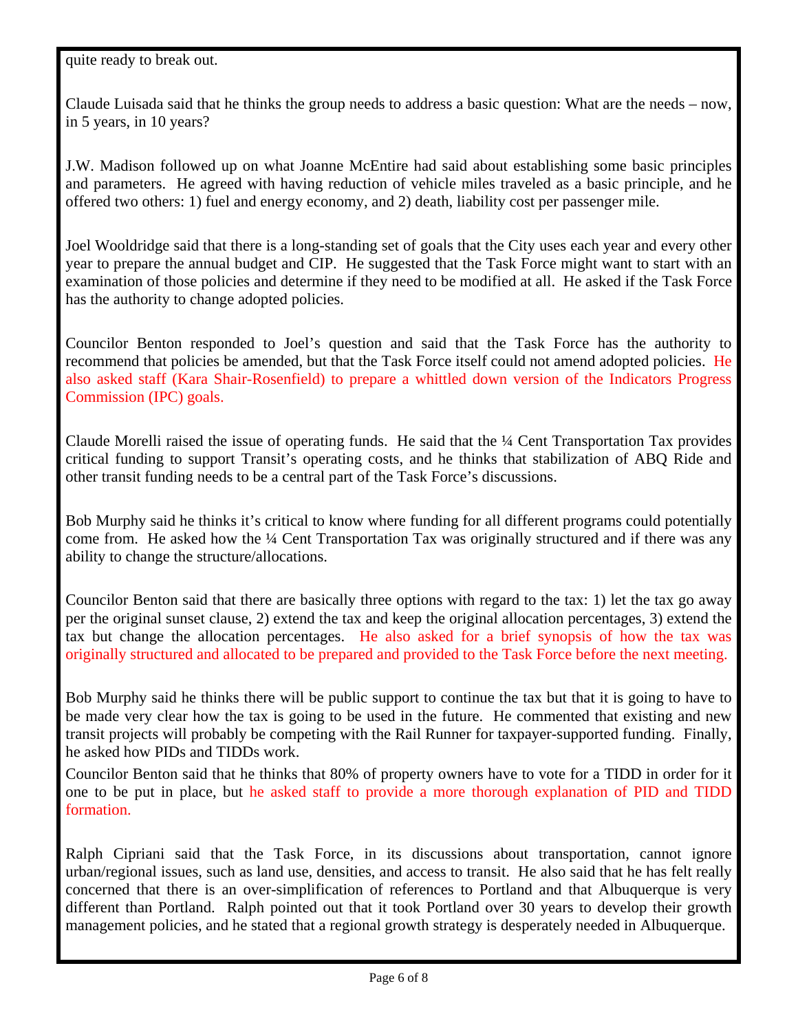quite ready to break out.

Claude Luisada said that he thinks the group needs to address a basic question: What are the needs – now, in 5 years, in 10 years?

J.W. Madison followed up on what Joanne McEntire had said about establishing some basic principles and parameters. He agreed with having reduction of vehicle miles traveled as a basic principle, and he offered two others: 1) fuel and energy economy, and 2) death, liability cost per passenger mile.

Joel Wooldridge said that there is a long-standing set of goals that the City uses each year and every other year to prepare the annual budget and CIP. He suggested that the Task Force might want to start with an examination of those policies and determine if they need to be modified at all. He asked if the Task Force has the authority to change adopted policies.

Councilor Benton responded to Joel's question and said that the Task Force has the authority to recommend that policies be amended, but that the Task Force itself could not amend adopted policies. He also asked staff (Kara Shair-Rosenfield) to prepare a whittled down version of the Indicators Progress Commission (IPC) goals.

Claude Morelli raised the issue of operating funds. He said that the ¼ Cent Transportation Tax provides critical funding to support Transit's operating costs, and he thinks that stabilization of ABQ Ride and other transit funding needs to be a central part of the Task Force's discussions.

Bob Murphy said he thinks it's critical to know where funding for all different programs could potentially come from. He asked how the ¼ Cent Transportation Tax was originally structured and if there was any ability to change the structure/allocations.

Councilor Benton said that there are basically three options with regard to the tax: 1) let the tax go away per the original sunset clause, 2) extend the tax and keep the original allocation percentages, 3) extend the tax but change the allocation percentages. He also asked for a brief synopsis of how the tax was originally structured and allocated to be prepared and provided to the Task Force before the next meeting.

Bob Murphy said he thinks there will be public support to continue the tax but that it is going to have to be made very clear how the tax is going to be used in the future. He commented that existing and new transit projects will probably be competing with the Rail Runner for taxpayer-supported funding. Finally, he asked how PIDs and TIDDs work.

Councilor Benton said that he thinks that 80% of property owners have to vote for a TIDD in order for it one to be put in place, but he asked staff to provide a more thorough explanation of PID and TIDD formation.

Ralph Cipriani said that the Task Force, in its discussions about transportation, cannot ignore urban/regional issues, such as land use, densities, and access to transit. He also said that he has felt really concerned that there is an over-simplification of references to Portland and that Albuquerque is very different than Portland. Ralph pointed out that it took Portland over 30 years to develop their growth management policies, and he stated that a regional growth strategy is desperately needed in Albuquerque.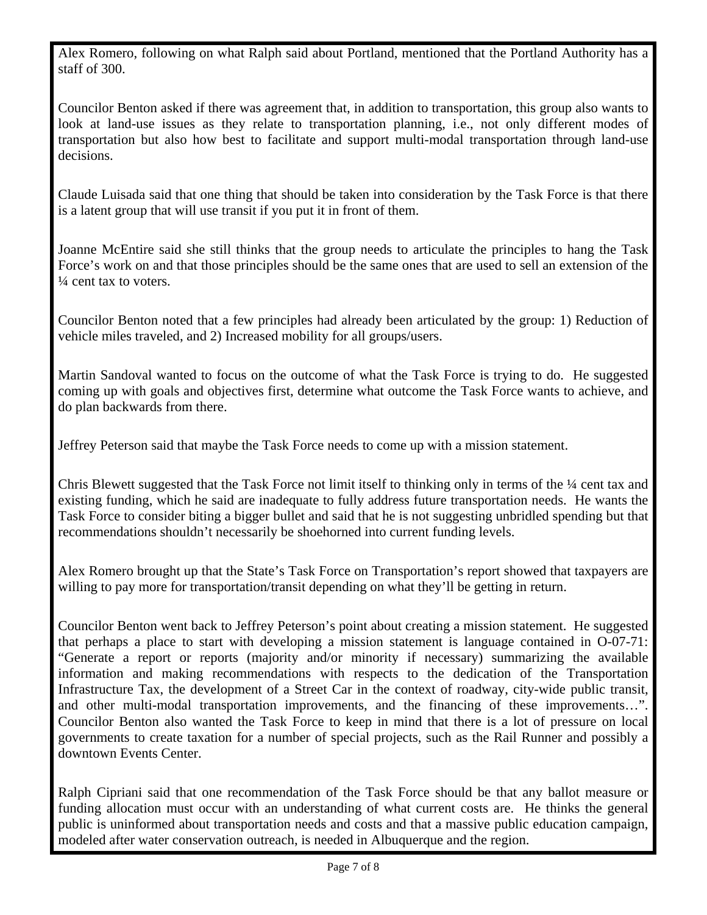Alex Romero, following on what Ralph said about Portland, mentioned that the Portland Authority has a staff of 300.

Councilor Benton asked if there was agreement that, in addition to transportation, this group also wants to look at land-use issues as they relate to transportation planning, i.e., not only different modes of transportation but also how best to facilitate and support multi-modal transportation through land-use decisions.

Claude Luisada said that one thing that should be taken into consideration by the Task Force is that there is a latent group that will use transit if you put it in front of them.

Joanne McEntire said she still thinks that the group needs to articulate the principles to hang the Task Force's work on and that those principles should be the same ones that are used to sell an extension of the ¼ cent tax to voters.

Councilor Benton noted that a few principles had already been articulated by the group: 1) Reduction of vehicle miles traveled, and 2) Increased mobility for all groups/users.

Martin Sandoval wanted to focus on the outcome of what the Task Force is trying to do. He suggested coming up with goals and objectives first, determine what outcome the Task Force wants to achieve, and do plan backwards from there.

Jeffrey Peterson said that maybe the Task Force needs to come up with a mission statement.

Chris Blewett suggested that the Task Force not limit itself to thinking only in terms of the ¼ cent tax and existing funding, which he said are inadequate to fully address future transportation needs. He wants the Task Force to consider biting a bigger bullet and said that he is not suggesting unbridled spending but that recommendations shouldn't necessarily be shoehorned into current funding levels.

Alex Romero brought up that the State's Task Force on Transportation's report showed that taxpayers are willing to pay more for transportation/transit depending on what they'll be getting in return.

Councilor Benton went back to Jeffrey Peterson's point about creating a mission statement. He suggested that perhaps a place to start with developing a mission statement is language contained in O-07-71: "Generate a report or reports (majority and/or minority if necessary) summarizing the available information and making recommendations with respects to the dedication of the Transportation Infrastructure Tax, the development of a Street Car in the context of roadway, city-wide public transit, and other multi-modal transportation improvements, and the financing of these improvements…". Councilor Benton also wanted the Task Force to keep in mind that there is a lot of pressure on local governments to create taxation for a number of special projects, such as the Rail Runner and possibly a downtown Events Center.

Ralph Cipriani said that one recommendation of the Task Force should be that any ballot measure or funding allocation must occur with an understanding of what current costs are. He thinks the general public is uninformed about transportation needs and costs and that a massive public education campaign, modeled after water conservation outreach, is needed in Albuquerque and the region.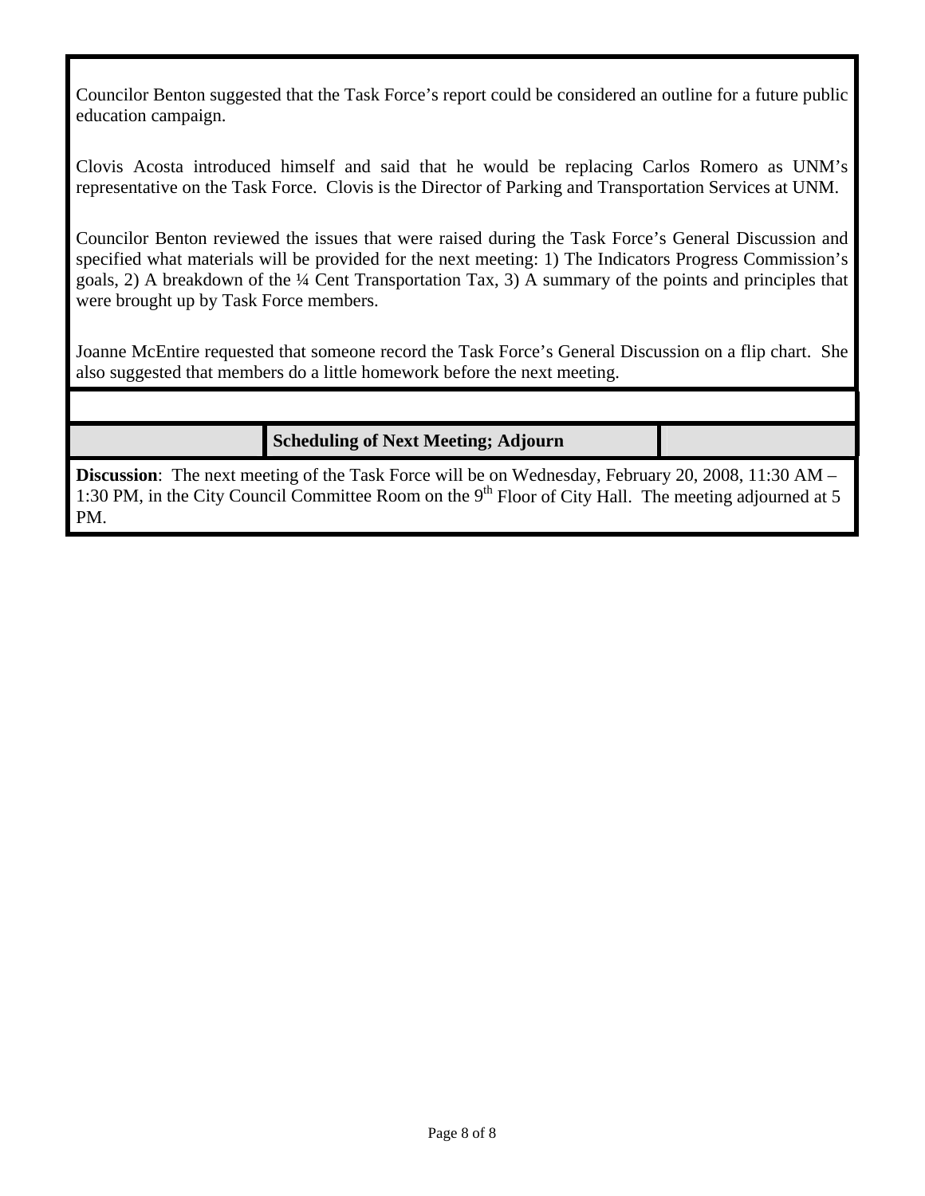Councilor Benton suggested that the Task Force's report could be considered an outline for a future public education campaign.

Clovis Acosta introduced himself and said that he would be replacing Carlos Romero as UNM's representative on the Task Force. Clovis is the Director of Parking and Transportation Services at UNM.

Councilor Benton reviewed the issues that were raised during the Task Force's General Discussion and specified what materials will be provided for the next meeting: 1) The Indicators Progress Commission's goals, 2) A breakdown of the ¼ Cent Transportation Tax, 3) A summary of the points and principles that were brought up by Task Force members.

Joanne McEntire requested that someone record the Task Force's General Discussion on a flip chart. She also suggested that members do a little homework before the next meeting.

| | | |
|---|---|---|
| | **Scheduling of Next Meeting; Adjourn** | |

**Discussion**: The next meeting of the Task Force will be on Wednesday, February 20, 2008, 11:30 AM – 1:30 PM, in the City Council Committee Room on the 9th Floor of City Hall. The meeting adjourned at 5 PM.